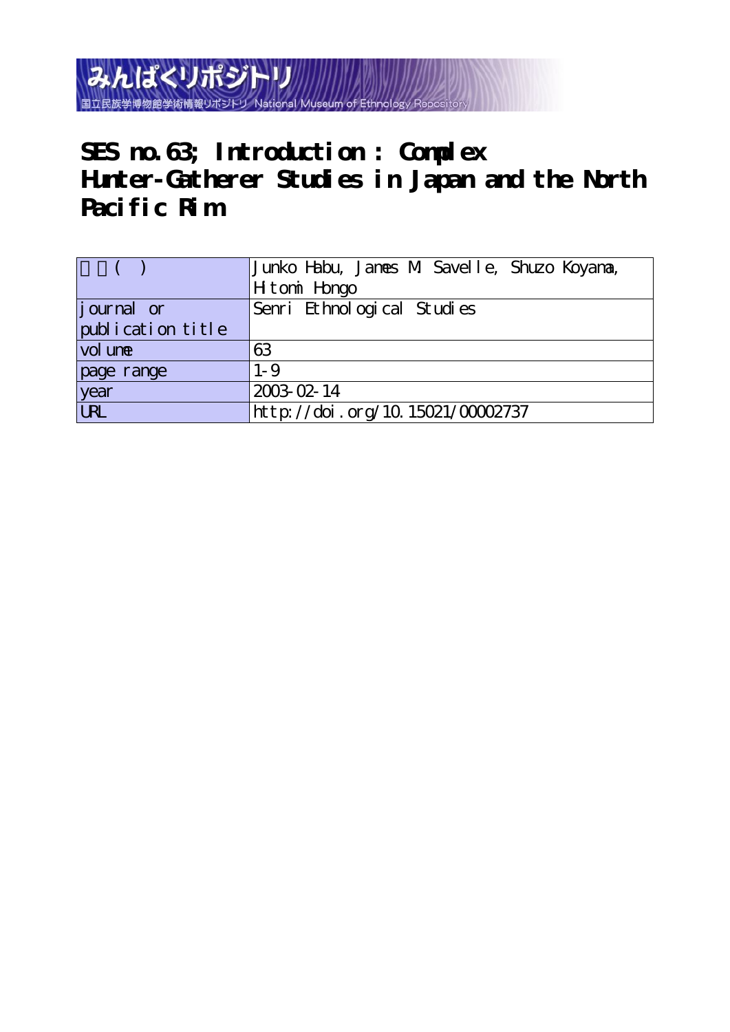みんぱくリポジトリ

国立民族学博物館学術情報リポジトリ National Museum of Ethnology Repository

# SES no.63; Introduction : Complex Hunter-Gatherer Studies in Japan and the North Pacific Rim

| 著者（ ） | Junko Habu, James M. Savelle, Shuzo Koyama, Hitomi Hongo |
|---|---|
| journal or publication title | Senri Ethnological Studies |
| volume | 63 |
| page range | 1-9 |
| year | 2003-02-14 |
| URL | http://doi.org/10.15021/00002737 |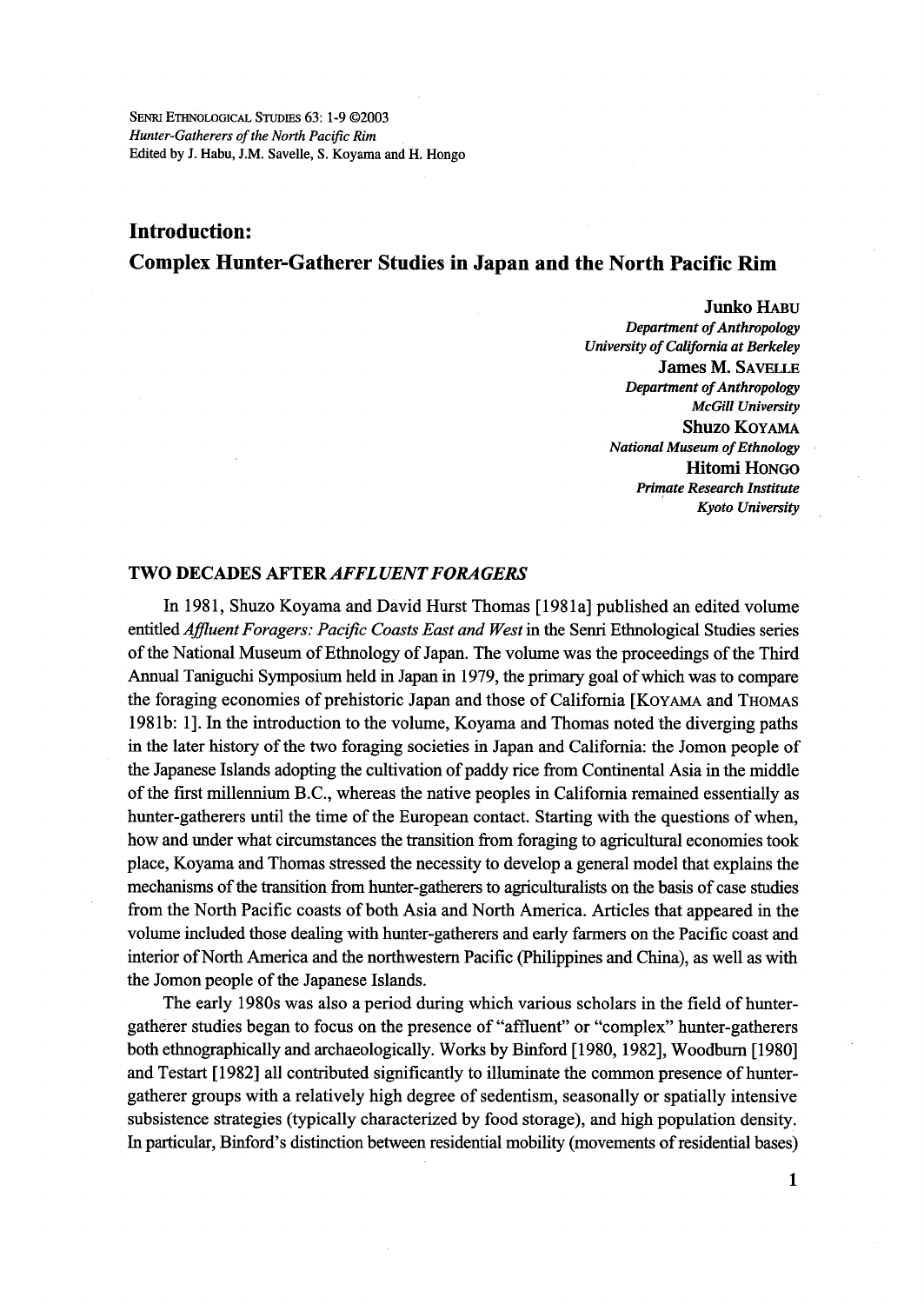SENRI ETHNOLOGICAL STUDIES 63: 1-9 ©2003
*Hunter-Gatherers of the North Pacific Rim*
Edited by J. Habu, J.M. Savelle, S. Koyama and H. Hongo

# Introduction: Complex Hunter-Gatherer Studies in Japan and the North Pacific Rim

**Junko HABU**
*Department of Anthropology*
*University of California at Berkeley*
**James M. SAVELLE**
*Department of Anthropology*
*McGill University*
**Shuzo KOYAMA**
*National Museum of Ethnology*
**Hitomi HONGO**
*Primate Research Institute*
*Kyoto University*

## TWO DECADES AFTER *AFFLUENT FORAGERS*

In 1981, Shuzo Koyama and David Hurst Thomas [1981a] published an edited volume entitled *Affluent Foragers: Pacific Coasts East and West* in the Senri Ethnological Studies series of the National Museum of Ethnology of Japan. The volume was the proceedings of the Third Annual Taniguchi Symposium held in Japan in 1979, the primary goal of which was to compare the foraging economies of prehistoric Japan and those of California [KOYAMA and THOMAS 1981b: 1]. In the introduction to the volume, Koyama and Thomas noted the diverging paths in the later history of the two foraging societies in Japan and California: the Jomon people of the Japanese Islands adopting the cultivation of paddy rice from Continental Asia in the middle of the first millennium B.C., whereas the native peoples in California remained essentially as hunter-gatherers until the time of the European contact. Starting with the questions of when, how and under what circumstances the transition from foraging to agricultural economies took place, Koyama and Thomas stressed the necessity to develop a general model that explains the mechanisms of the transition from hunter-gatherers to agriculturalists on the basis of case studies from the North Pacific coasts of both Asia and North America. Articles that appeared in the volume included those dealing with hunter-gatherers and early farmers on the Pacific coast and interior of North America and the northwestern Pacific (Philippines and China), as well as with the Jomon people of the Japanese Islands.

The early 1980s was also a period during which various scholars in the field of hunter-gatherer studies began to focus on the presence of "affluent" or "complex" hunter-gatherers both ethnographically and archaeologically. Works by Binford [1980, 1982], Woodburn [1980] and Testart [1982] all contributed significantly to illuminate the common presence of hunter-gatherer groups with a relatively high degree of sedentism, seasonally or spatially intensive subsistence strategies (typically characterized by food storage), and high population density. In particular, Binford's distinction between residential mobility (movements of residential bases)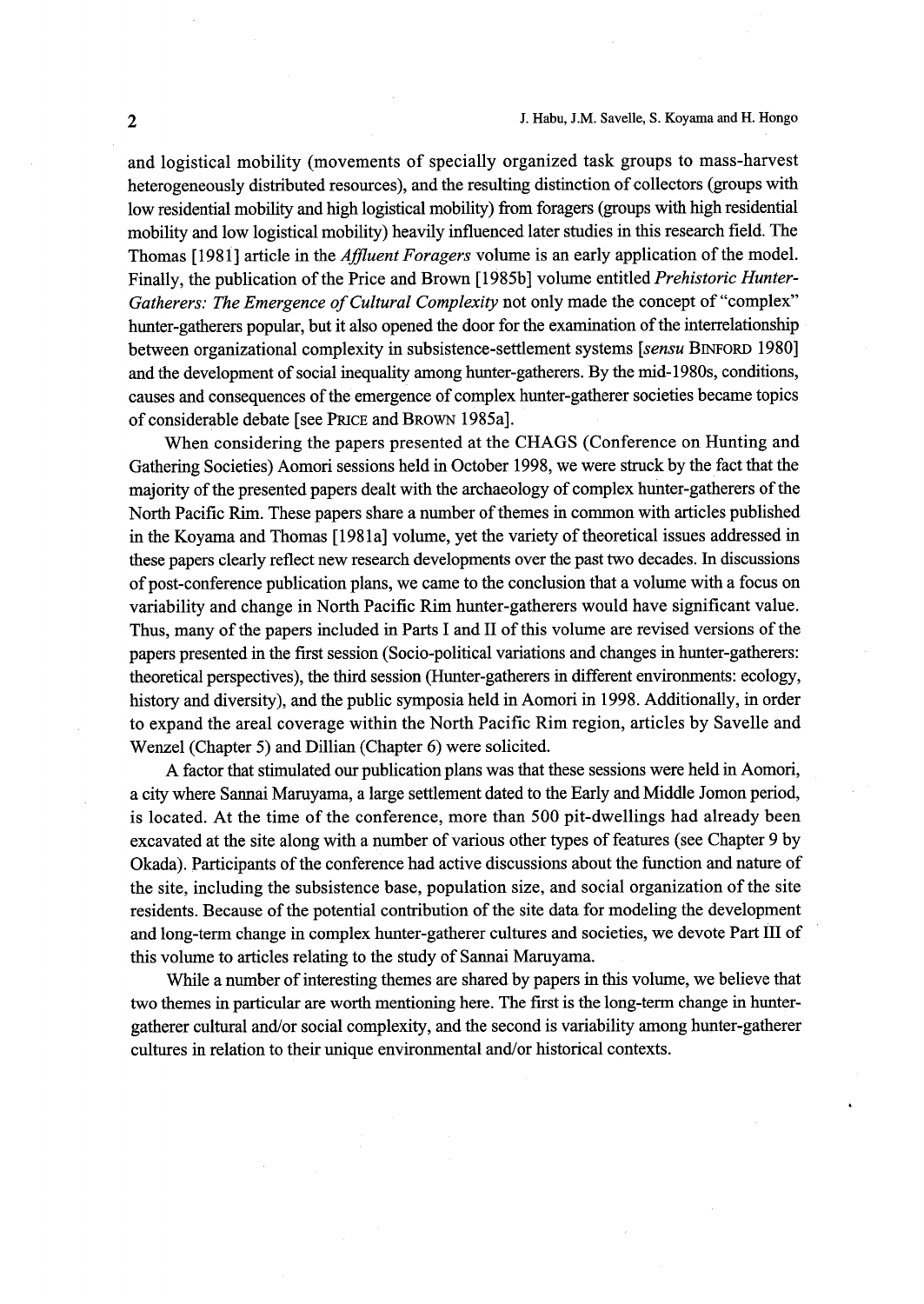and logistical mobility (movements of specially organized task groups to mass-harvest heterogeneously distributed resources), and the resulting distinction of collectors (groups with low residential mobility and high logistical mobility) from foragers (groups with high residential mobility and low logistical mobility) heavily influenced later studies in this research field. The Thomas [1981] article in the *Affluent Foragers* volume is an early application of the model. Finally, the publication of the Price and Brown [1985b] volume entitled *Prehistoric Hunter-Gatherers: The Emergence of Cultural Complexity* not only made the concept of "complex" hunter-gatherers popular, but it also opened the door for the examination of the interrelationship between organizational complexity in subsistence-settlement systems [*sensu* Binford 1980] and the development of social inequality among hunter-gatherers. By the mid-1980s, conditions, causes and consequences of the emergence of complex hunter-gatherer societies became topics of considerable debate [see Price and Brown 1985a].

When considering the papers presented at the CHAGS (Conference on Hunting and Gathering Societies) Aomori sessions held in October 1998, we were struck by the fact that the majority of the presented papers dealt with the archaeology of complex hunter-gatherers of the North Pacific Rim. These papers share a number of themes in common with articles published in the Koyama and Thomas [1981a] volume, yet the variety of theoretical issues addressed in these papers clearly reflect new research developments over the past two decades. In discussions of post-conference publication plans, we came to the conclusion that a volume with a focus on variability and change in North Pacific Rim hunter-gatherers would have significant value. Thus, many of the papers included in Parts I and II of this volume are revised versions of the papers presented in the first session (Socio-political variations and changes in hunter-gatherers: theoretical perspectives), the third session (Hunter-gatherers in different environments: ecology, history and diversity), and the public symposia held in Aomori in 1998. Additionally, in order to expand the areal coverage within the North Pacific Rim region, articles by Savelle and Wenzel (Chapter 5) and Dillian (Chapter 6) were solicited.

A factor that stimulated our publication plans was that these sessions were held in Aomori, a city where Sannai Maruyama, a large settlement dated to the Early and Middle Jomon period, is located. At the time of the conference, more than 500 pit-dwellings had already been excavated at the site along with a number of various other types of features (see Chapter 9 by Okada). Participants of the conference had active discussions about the function and nature of the site, including the subsistence base, population size, and social organization of the site residents. Because of the potential contribution of the site data for modeling the development and long-term change in complex hunter-gatherer cultures and societies, we devote Part III of this volume to articles relating to the study of Sannai Maruyama.

While a number of interesting themes are shared by papers in this volume, we believe that two themes in particular are worth mentioning here. The first is the long-term change in hunter-gatherer cultural and/or social complexity, and the second is variability among hunter-gatherer cultures in relation to their unique environmental and/or historical contexts.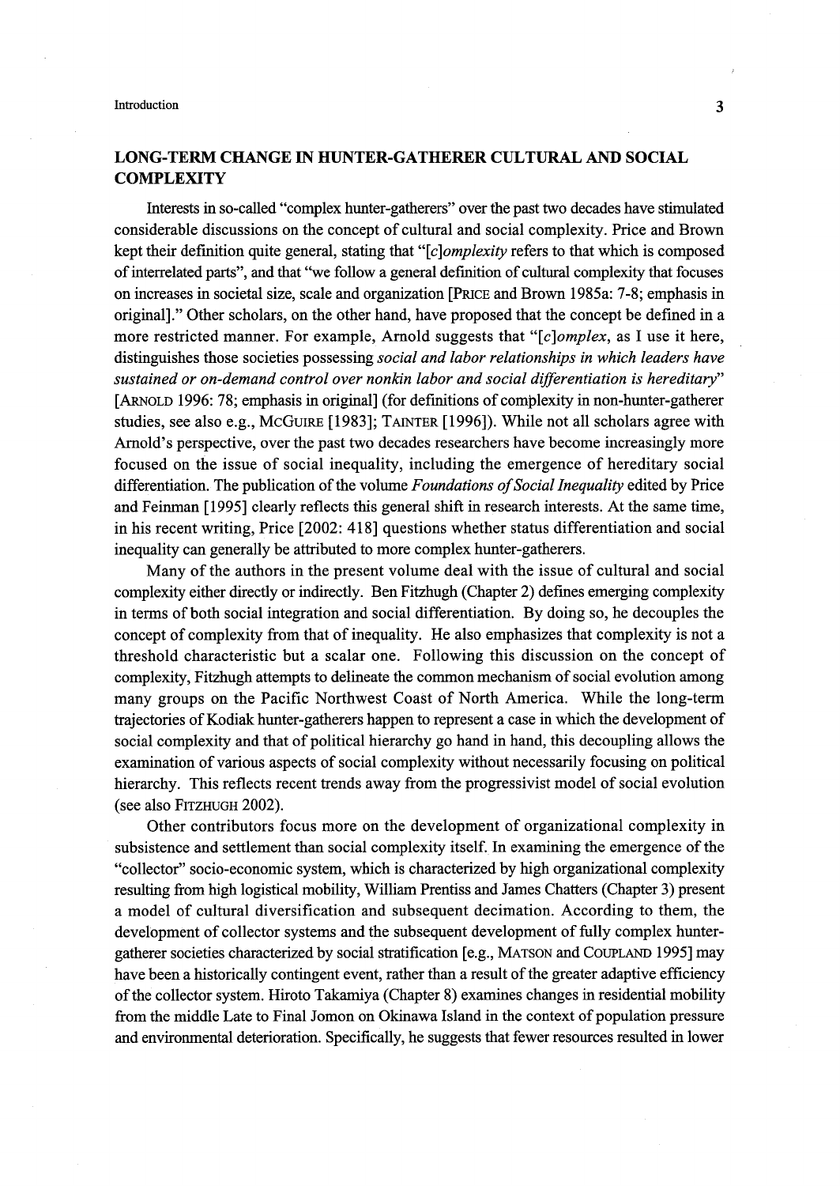## LONG-TERM CHANGE IN HUNTER-GATHERER CULTURAL AND SOCIAL COMPLEXITY

Interests in so-called "complex hunter-gatherers" over the past two decades have stimulated considerable discussions on the concept of cultural and social complexity. Price and Brown kept their definition quite general, stating that "*[c]omplexity* refers to that which is composed of interrelated parts", and that "we follow a general definition of cultural complexity that focuses on increases in societal size, scale and organization [PRICE and Brown 1985a: 7-8; emphasis in original]." Other scholars, on the other hand, have proposed that the concept be defined in a more restricted manner. For example, Arnold suggests that "*[c]omplex*, as I use it here, distinguishes those societies possessing *social and labor relationships in which leaders have sustained or on-demand control over nonkin labor and social differentiation is hereditary*" [ARNOLD 1996: 78; emphasis in original] (for definitions of complexity in non-hunter-gatherer studies, see also e.g., MCGUIRE [1983]; TAINTER [1996]). While not all scholars agree with Arnold's perspective, over the past two decades researchers have become increasingly more focused on the issue of social inequality, including the emergence of hereditary social differentiation. The publication of the volume *Foundations of Social Inequality* edited by Price and Feinman [1995] clearly reflects this general shift in research interests. At the same time, in his recent writing, Price [2002: 418] questions whether status differentiation and social inequality can generally be attributed to more complex hunter-gatherers.

Many of the authors in the present volume deal with the issue of cultural and social complexity either directly or indirectly. Ben Fitzhugh (Chapter 2) defines emerging complexity in terms of both social integration and social differentiation. By doing so, he decouples the concept of complexity from that of inequality. He also emphasizes that complexity is not a threshold characteristic but a scalar one. Following this discussion on the concept of complexity, Fitzhugh attempts to delineate the common mechanism of social evolution among many groups on the Pacific Northwest Coast of North America. While the long-term trajectories of Kodiak hunter-gatherers happen to represent a case in which the development of social complexity and that of political hierarchy go hand in hand, this decoupling allows the examination of various aspects of social complexity without necessarily focusing on political hierarchy. This reflects recent trends away from the progressivist model of social evolution (see also FITZHUGH 2002).

Other contributors focus more on the development of organizational complexity in subsistence and settlement than social complexity itself. In examining the emergence of the "collector" socio-economic system, which is characterized by high organizational complexity resulting from high logistical mobility, William Prentiss and James Chatters (Chapter 3) present a model of cultural diversification and subsequent decimation. According to them, the development of collector systems and the subsequent development of fully complex hunter-gatherer societies characterized by social stratification [e.g., MATSON and COUPLAND 1995] may have been a historically contingent event, rather than a result of the greater adaptive efficiency of the collector system. Hiroto Takamiya (Chapter 8) examines changes in residential mobility from the middle Late to Final Jomon on Okinawa Island in the context of population pressure and environmental deterioration. Specifically, he suggests that fewer resources resulted in lower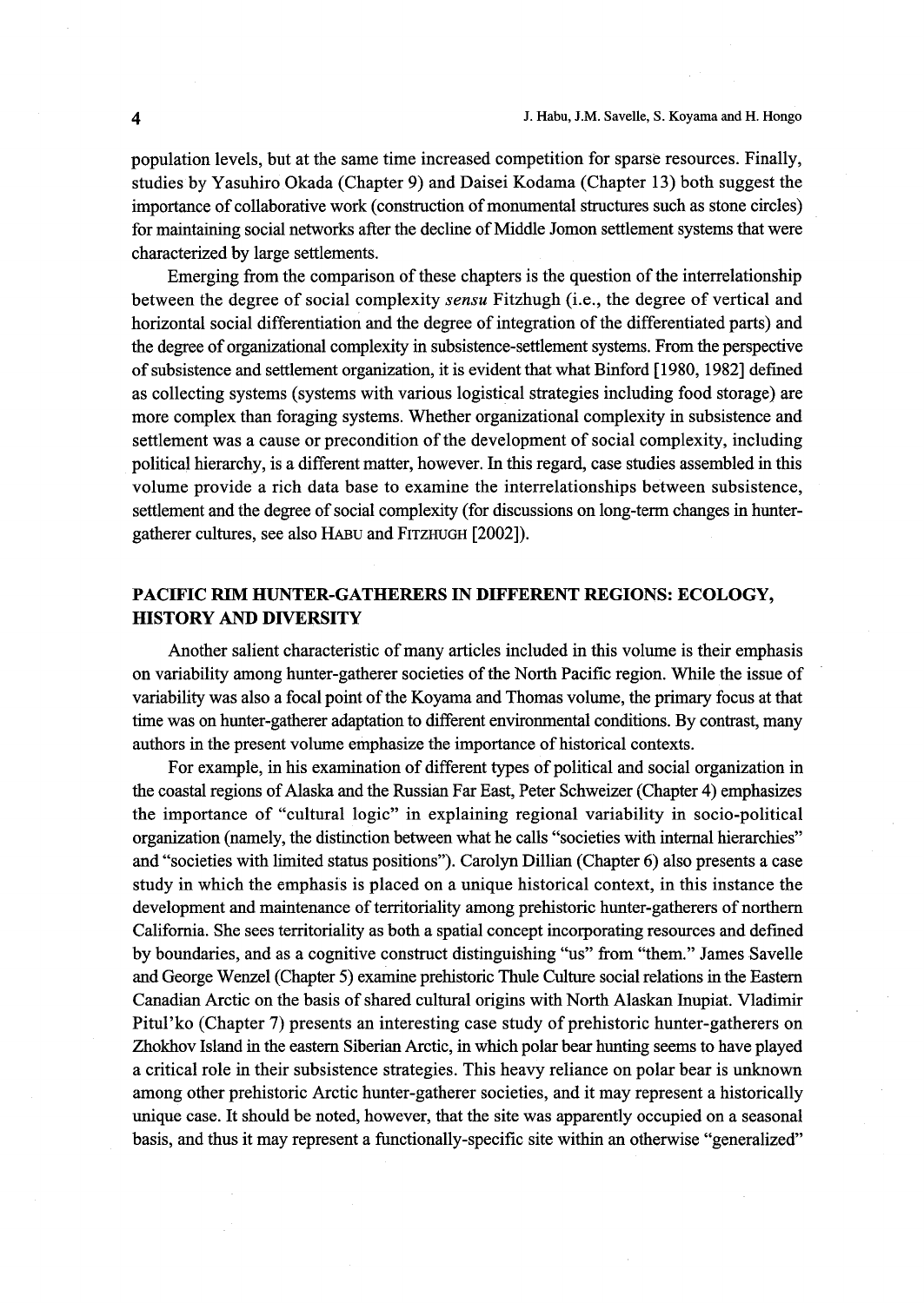population levels, but at the same time increased competition for sparse resources. Finally, studies by Yasuhiro Okada (Chapter 9) and Daisei Kodama (Chapter 13) both suggest the importance of collaborative work (construction of monumental structures such as stone circles) for maintaining social networks after the decline of Middle Jomon settlement systems that were characterized by large settlements.

Emerging from the comparison of these chapters is the question of the interrelationship between the degree of social complexity *sensu* Fitzhugh (i.e., the degree of vertical and horizontal social differentiation and the degree of integration of the differentiated parts) and the degree of organizational complexity in subsistence-settlement systems. From the perspective of subsistence and settlement organization, it is evident that what Binford [1980, 1982] defined as collecting systems (systems with various logistical strategies including food storage) are more complex than foraging systems. Whether organizational complexity in subsistence and settlement was a cause or precondition of the development of social complexity, including political hierarchy, is a different matter, however. In this regard, case studies assembled in this volume provide a rich data base to examine the interrelationships between subsistence, settlement and the degree of social complexity (for discussions on long-term changes in hunter-gatherer cultures, see also HABU and FITZHUGH [2002]).

## PACIFIC RIM HUNTER-GATHERERS IN DIFFERENT REGIONS: ECOLOGY, HISTORY AND DIVERSITY

Another salient characteristic of many articles included in this volume is their emphasis on variability among hunter-gatherer societies of the North Pacific region. While the issue of variability was also a focal point of the Koyama and Thomas volume, the primary focus at that time was on hunter-gatherer adaptation to different environmental conditions. By contrast, many authors in the present volume emphasize the importance of historical contexts.

For example, in his examination of different types of political and social organization in the coastal regions of Alaska and the Russian Far East, Peter Schweizer (Chapter 4) emphasizes the importance of "cultural logic" in explaining regional variability in socio-political organization (namely, the distinction between what he calls "societies with internal hierarchies" and "societies with limited status positions"). Carolyn Dillian (Chapter 6) also presents a case study in which the emphasis is placed on a unique historical context, in this instance the development and maintenance of territoriality among prehistoric hunter-gatherers of northern California. She sees territoriality as both a spatial concept incorporating resources and defined by boundaries, and as a cognitive construct distinguishing "us" from "them." James Savelle and George Wenzel (Chapter 5) examine prehistoric Thule Culture social relations in the Eastern Canadian Arctic on the basis of shared cultural origins with North Alaskan Inupiat. Vladimir Pitul'ko (Chapter 7) presents an interesting case study of prehistoric hunter-gatherers on Zhokhov Island in the eastern Siberian Arctic, in which polar bear hunting seems to have played a critical role in their subsistence strategies. This heavy reliance on polar bear is unknown among other prehistoric Arctic hunter-gatherer societies, and it may represent a historically unique case. It should be noted, however, that the site was apparently occupied on a seasonal basis, and thus it may represent a functionally-specific site within an otherwise "generalized"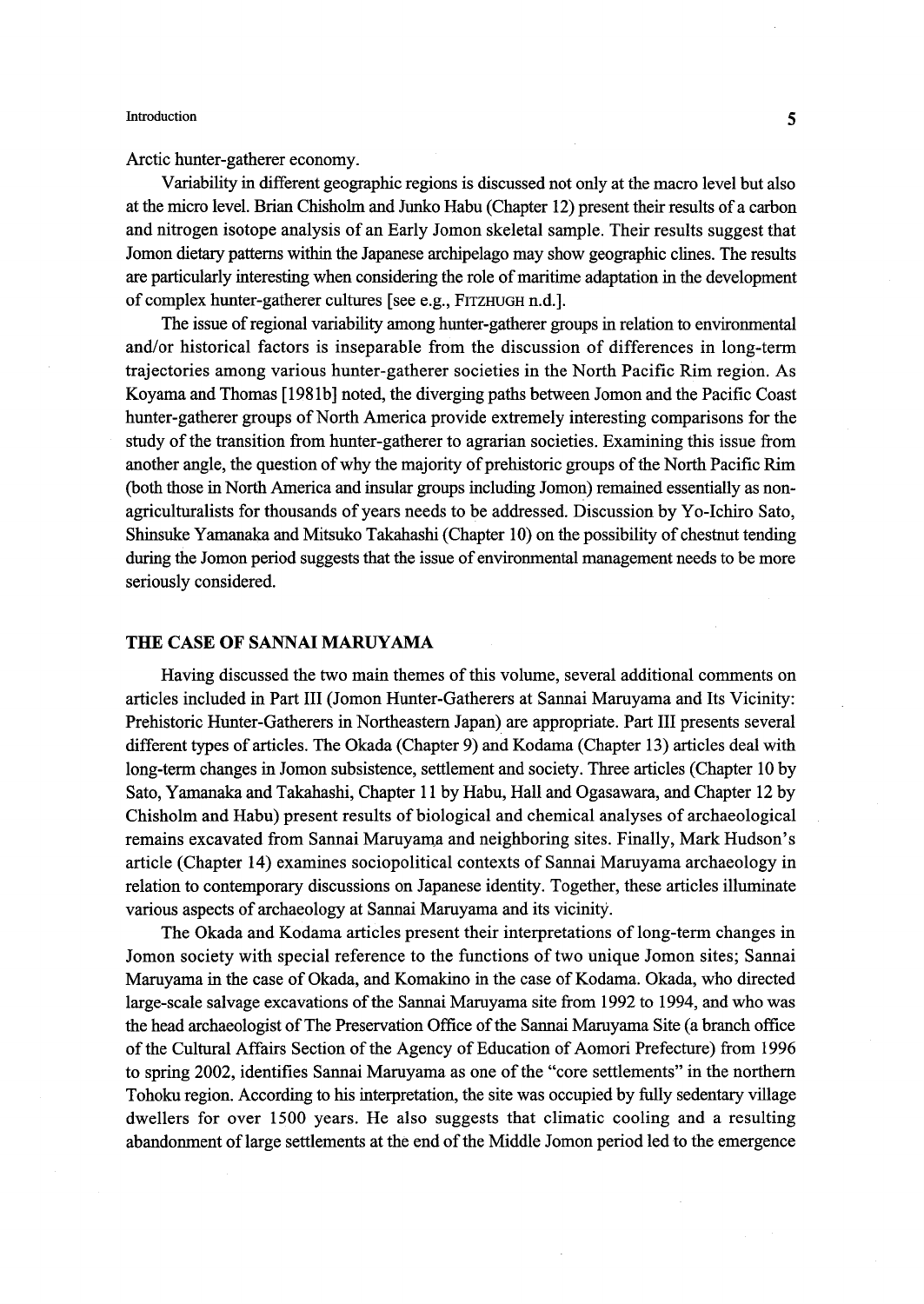Arctic hunter-gatherer economy.

Variability in different geographic regions is discussed not only at the macro level but also at the micro level. Brian Chisholm and Junko Habu (Chapter 12) present their results of a carbon and nitrogen isotope analysis of an Early Jomon skeletal sample. Their results suggest that Jomon dietary patterns within the Japanese archipelago may show geographic clines. The results are particularly interesting when considering the role of maritime adaptation in the development of complex hunter-gatherer cultures [see e.g., FITZHUGH n.d.].

The issue of regional variability among hunter-gatherer groups in relation to environmental and/or historical factors is inseparable from the discussion of differences in long-term trajectories among various hunter-gatherer societies in the North Pacific Rim region. As Koyama and Thomas [1981b] noted, the diverging paths between Jomon and the Pacific Coast hunter-gatherer groups of North America provide extremely interesting comparisons for the study of the transition from hunter-gatherer to agrarian societies. Examining this issue from another angle, the question of why the majority of prehistoric groups of the North Pacific Rim (both those in North America and insular groups including Jomon) remained essentially as non-agriculturalists for thousands of years needs to be addressed. Discussion by Yo-Ichiro Sato, Shinsuke Yamanaka and Mitsuko Takahashi (Chapter 10) on the possibility of chestnut tending during the Jomon period suggests that the issue of environmental management needs to be more seriously considered.

## THE CASE OF SANNAI MARUYAMA

Having discussed the two main themes of this volume, several additional comments on articles included in Part III (Jomon Hunter-Gatherers at Sannai Maruyama and Its Vicinity: Prehistoric Hunter-Gatherers in Northeastern Japan) are appropriate. Part III presents several different types of articles. The Okada (Chapter 9) and Kodama (Chapter 13) articles deal with long-term changes in Jomon subsistence, settlement and society. Three articles (Chapter 10 by Sato, Yamanaka and Takahashi, Chapter 11 by Habu, Hall and Ogasawara, and Chapter 12 by Chisholm and Habu) present results of biological and chemical analyses of archaeological remains excavated from Sannai Maruyama and neighboring sites. Finally, Mark Hudson's article (Chapter 14) examines sociopolitical contexts of Sannai Maruyama archaeology in relation to contemporary discussions on Japanese identity. Together, these articles illuminate various aspects of archaeology at Sannai Maruyama and its vicinity.

The Okada and Kodama articles present their interpretations of long-term changes in Jomon society with special reference to the functions of two unique Jomon sites; Sannai Maruyama in the case of Okada, and Komakino in the case of Kodama. Okada, who directed large-scale salvage excavations of the Sannai Maruyama site from 1992 to 1994, and who was the head archaeologist of The Preservation Office of the Sannai Maruyama Site (a branch office of the Cultural Affairs Section of the Agency of Education of Aomori Prefecture) from 1996 to spring 2002, identifies Sannai Maruyama as one of the "core settlements" in the northern Tohoku region. According to his interpretation, the site was occupied by fully sedentary village dwellers for over 1500 years. He also suggests that climatic cooling and a resulting abandonment of large settlements at the end of the Middle Jomon period led to the emergence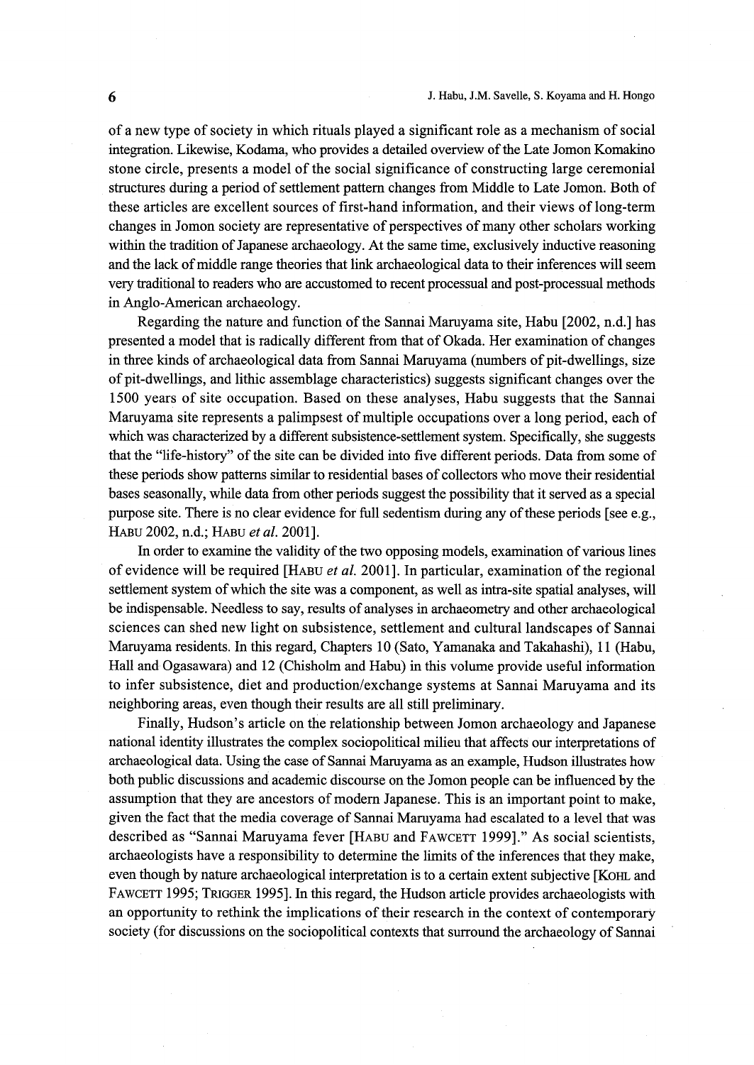of a new type of society in which rituals played a significant role as a mechanism of social integration. Likewise, Kodama, who provides a detailed overview of the Late Jomon Komakino stone circle, presents a model of the social significance of constructing large ceremonial structures during a period of settlement pattern changes from Middle to Late Jomon. Both of these articles are excellent sources of first-hand information, and their views of long-term changes in Jomon society are representative of perspectives of many other scholars working within the tradition of Japanese archaeology. At the same time, exclusively inductive reasoning and the lack of middle range theories that link archaeological data to their inferences will seem very traditional to readers who are accustomed to recent processual and post-processual methods in Anglo-American archaeology.

Regarding the nature and function of the Sannai Maruyama site, Habu [2002, n.d.] has presented a model that is radically different from that of Okada. Her examination of changes in three kinds of archaeological data from Sannai Maruyama (numbers of pit-dwellings, size of pit-dwellings, and lithic assemblage characteristics) suggests significant changes over the 1500 years of site occupation. Based on these analyses, Habu suggests that the Sannai Maruyama site represents a palimpsest of multiple occupations over a long period, each of which was characterized by a different subsistence-settlement system. Specifically, she suggests that the "life-history" of the site can be divided into five different periods. Data from some of these periods show patterns similar to residential bases of collectors who move their residential bases seasonally, while data from other periods suggest the possibility that it served as a special purpose site. There is no clear evidence for full sedentism during any of these periods [see e.g., Habu 2002, n.d.; Habu *et al.* 2001].

In order to examine the validity of the two opposing models, examination of various lines of evidence will be required [Habu *et al.* 2001]. In particular, examination of the regional settlement system of which the site was a component, as well as intra-site spatial analyses, will be indispensable. Needless to say, results of analyses in archaeometry and other archaeological sciences can shed new light on subsistence, settlement and cultural landscapes of Sannai Maruyama residents. In this regard, Chapters 10 (Sato, Yamanaka and Takahashi), 11 (Habu, Hall and Ogasawara) and 12 (Chisholm and Habu) in this volume provide useful information to infer subsistence, diet and production/exchange systems at Sannai Maruyama and its neighboring areas, even though their results are all still preliminary.

Finally, Hudson's article on the relationship between Jomon archaeology and Japanese national identity illustrates the complex sociopolitical milieu that affects our interpretations of archaeological data. Using the case of Sannai Maruyama as an example, Hudson illustrates how both public discussions and academic discourse on the Jomon people can be influenced by the assumption that they are ancestors of modern Japanese. This is an important point to make, given the fact that the media coverage of Sannai Maruyama had escalated to a level that was described as "Sannai Maruyama fever [Habu and Fawcett 1999]." As social scientists, archaeologists have a responsibility to determine the limits of the inferences that they make, even though by nature archaeological interpretation is to a certain extent subjective [Kohl and Fawcett 1995; Trigger 1995]. In this regard, the Hudson article provides archaeologists with an opportunity to rethink the implications of their research in the context of contemporary society (for discussions on the sociopolitical contexts that surround the archaeology of Sannai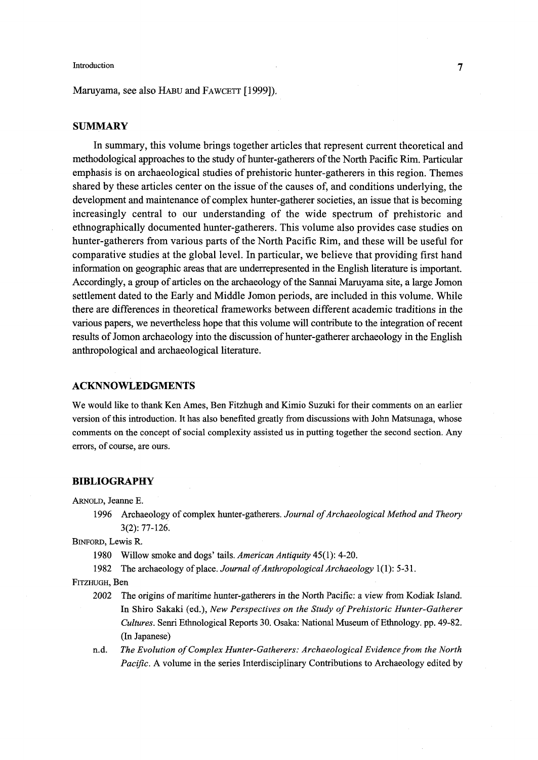Maruyama, see also HABU and FAWCETT [1999]).

## SUMMARY

In summary, this volume brings together articles that represent current theoretical and methodological approaches to the study of hunter-gatherers of the North Pacific Rim. Particular emphasis is on archaeological studies of prehistoric hunter-gatherers in this region. Themes shared by these articles center on the issue of the causes of, and conditions underlying, the development and maintenance of complex hunter-gatherer societies, an issue that is becoming increasingly central to our understanding of the wide spectrum of prehistoric and ethnographically documented hunter-gatherers. This volume also provides case studies on hunter-gatherers from various parts of the North Pacific Rim, and these will be useful for comparative studies at the global level. In particular, we believe that providing first hand information on geographic areas that are underrepresented in the English literature is important. Accordingly, a group of articles on the archaeology of the Sannai Maruyama site, a large Jomon settlement dated to the Early and Middle Jomon periods, are included in this volume. While there are differences in theoretical frameworks between different academic traditions in the various papers, we nevertheless hope that this volume will contribute to the integration of recent results of Jomon archaeology into the discussion of hunter-gatherer archaeology in the English anthropological and archaeological literature.

## ACKNOWLEDGMENTS

We would like to thank Ken Ames, Ben Fitzhugh and Kimio Suzuki for their comments on an earlier version of this introduction. It has also benefited greatly from discussions with John Matsunaga, whose comments on the concept of social complexity assisted us in putting together the second section. Any errors, of course, are ours.

## BIBLIOGRAPHY

ARNOLD, Jeanne E.

1996 Archaeology of complex hunter-gatherers. *Journal of Archaeological Method and Theory* 3(2): 77-126.

BINFORD, Lewis R.

1980 Willow smoke and dogs' tails. *American Antiquity* 45(1): 4-20.

1982 The archaeology of place. *Journal of Anthropological Archaeology* 1(1): 5-31.

FITZHUGH, Ben

2002 The origins of maritime hunter-gatherers in the North Pacific: a view from Kodiak Island. In Shiro Sakaki (ed.), *New Perspectives on the Study of Prehistoric Hunter-Gatherer Cultures*. Senri Ethnological Reports 30. Osaka: National Museum of Ethnology. pp. 49-82. (In Japanese)

n.d. *The Evolution of Complex Hunter-Gatherers: Archaeological Evidence from the North Pacific*. A volume in the series Interdisciplinary Contributions to Archaeology edited by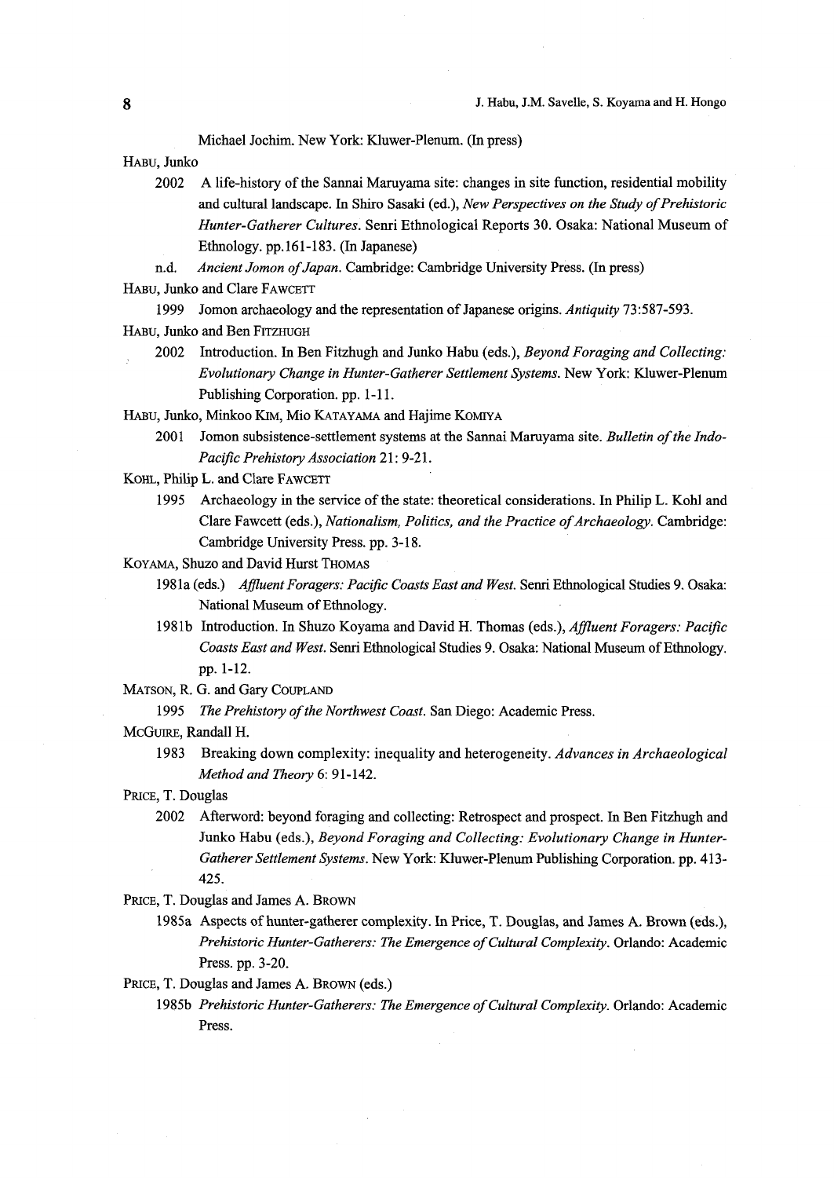Michael Jochim. New York: Kluwer-Plenum. (In press)

HABU, Junko

2002 A life-history of the Sannai Maruyama site: changes in site function, residential mobility and cultural landscape. In Shiro Sasaki (ed.), *New Perspectives on the Study of Prehistoric Hunter-Gatherer Cultures*. Senri Ethnological Reports 30. Osaka: National Museum of Ethnology. pp.161-183. (In Japanese)

n.d. *Ancient Jomon of Japan*. Cambridge: Cambridge University Press. (In press)

HABU, Junko and Clare FAWCETT

1999 Jomon archaeology and the representation of Japanese origins. *Antiquity* 73:587-593.

HABU, Junko and Ben FITZHUGH

2002 Introduction. In Ben Fitzhugh and Junko Habu (eds.), *Beyond Foraging and Collecting: Evolutionary Change in Hunter-Gatherer Settlement Systems*. New York: Kluwer-Plenum Publishing Corporation. pp. 1-11.

HABU, Junko, Minkoo KIM, Mio KATAYAMA and Hajime KOMIYA

2001 Jomon subsistence-settlement systems at the Sannai Maruyama site. *Bulletin of the Indo-Pacific Prehistory Association* 21: 9-21.

KOHL, Philip L. and Clare FAWCETT

1995 Archaeology in the service of the state: theoretical considerations. In Philip L. Kohl and Clare Fawcett (eds.), *Nationalism, Politics, and the Practice of Archaeology*. Cambridge: Cambridge University Press. pp. 3-18.

KOYAMA, Shuzo and David Hurst THOMAS

1981a (eds.) *Affluent Foragers: Pacific Coasts East and West*. Senri Ethnological Studies 9. Osaka: National Museum of Ethnology.

1981b Introduction. In Shuzo Koyama and David H. Thomas (eds.), *Affluent Foragers: Pacific Coasts East and West*. Senri Ethnological Studies 9. Osaka: National Museum of Ethnology. pp. 1-12.

MATSON, R. G. and Gary COUPLAND

1995 *The Prehistory of the Northwest Coast*. San Diego: Academic Press.

MCGUIRE, Randall H.

1983 Breaking down complexity: inequality and heterogeneity. *Advances in Archaeological Method and Theory* 6: 91-142.

PRICE, T. Douglas

2002 Afterword: beyond foraging and collecting: Retrospect and prospect. In Ben Fitzhugh and Junko Habu (eds.), *Beyond Foraging and Collecting: Evolutionary Change in Hunter-Gatherer Settlement Systems*. New York: Kluwer-Plenum Publishing Corporation. pp. 413-425.

PRICE, T. Douglas and James A. BROWN

1985a Aspects of hunter-gatherer complexity. In Price, T. Douglas, and James A. Brown (eds.), *Prehistoric Hunter-Gatherers: The Emergence of Cultural Complexity*. Orlando: Academic Press. pp. 3-20.

PRICE, T. Douglas and James A. BROWN (eds.)

1985b *Prehistoric Hunter-Gatherers: The Emergence of Cultural Complexity*. Orlando: Academic Press.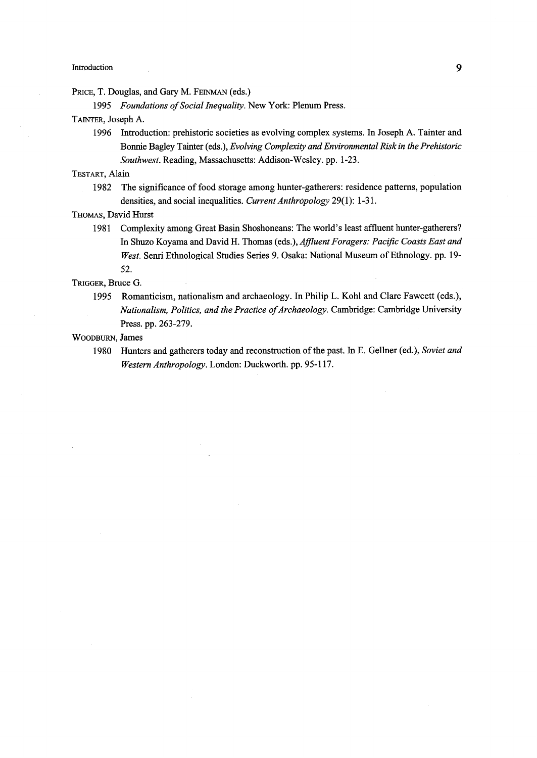PRICE, T. Douglas, and Gary M. FEINMAN (eds.)

1995 *Foundations of Social Inequality*. New York: Plenum Press.

TAINTER, Joseph A.

1996 Introduction: prehistoric societies as evolving complex systems. In Joseph A. Tainter and Bonnie Bagley Tainter (eds.), *Evolving Complexity and Environmental Risk in the Prehistoric Southwest*. Reading, Massachusetts: Addison-Wesley. pp. 1-23.

TESTART, Alain

1982 The significance of food storage among hunter-gatherers: residence patterns, population densities, and social inequalities. *Current Anthropology* 29(1): 1-31.

THOMAS, David Hurst

1981 Complexity among Great Basin Shoshoneans: The world's least affluent hunter-gatherers? In Shuzo Koyama and David H. Thomas (eds.), *Affluent Foragers: Pacific Coasts East and West*. Senri Ethnological Studies Series 9. Osaka: National Museum of Ethnology. pp. 19-52.

TRIGGER, Bruce G.

1995 Romanticism, nationalism and archaeology. In Philip L. Kohl and Clare Fawcett (eds.), *Nationalism, Politics, and the Practice of Archaeology*. Cambridge: Cambridge University Press. pp. 263-279.

WOODBURN, James

1980 Hunters and gatherers today and reconstruction of the past. In E. Gellner (ed.), *Soviet and Western Anthropology*. London: Duckworth. pp. 95-117.